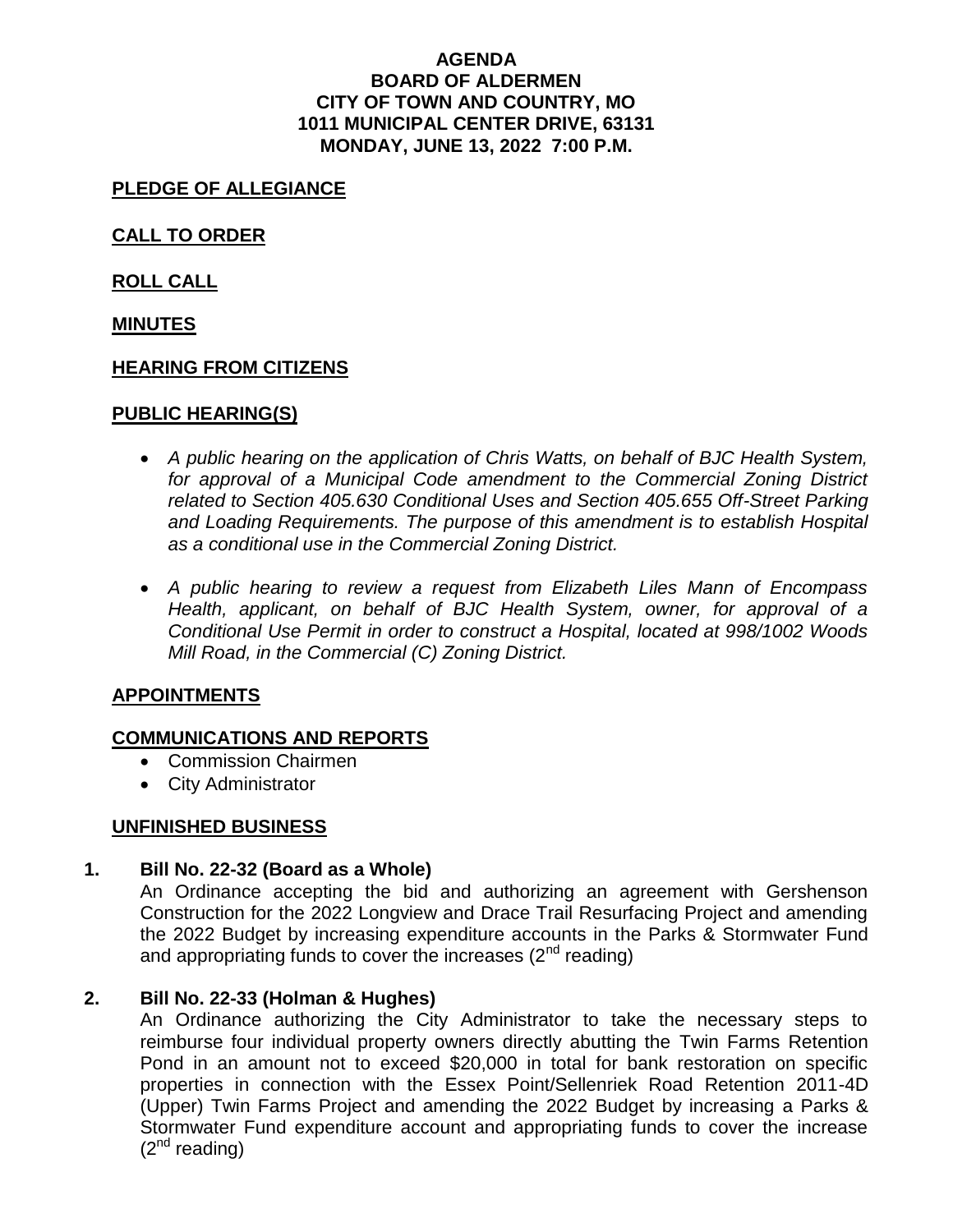# AGENDA
# BOARD OF ALDERMEN
# CITY OF TOWN AND COUNTRY, MO
# 1011 MUNICIPAL CENTER DRIVE, 63131
# MONDAY, JUNE 13, 2022 7:00 P.M.

## PLEDGE OF ALLEGIANCE

## CALL TO ORDER

## ROLL CALL

## MINUTES

## HEARING FROM CITIZENS

## PUBLIC HEARING(S)

- *A public hearing on the application of Chris Watts, on behalf of BJC Health System, for approval of a Municipal Code amendment to the Commercial Zoning District related to Section 405.630 Conditional Uses and Section 405.655 Off-Street Parking and Loading Requirements. The purpose of this amendment is to establish Hospital as a conditional use in the Commercial Zoning District.*

- *A public hearing to review a request from Elizabeth Liles Mann of Encompass Health, applicant, on behalf of BJC Health System, owner, for approval of a Conditional Use Permit in order to construct a Hospital, located at 998/1002 Woods Mill Road, in the Commercial (C) Zoning District.*

## APPOINTMENTS

## COMMUNICATIONS AND REPORTS

- Commission Chairmen
- City Administrator

## UNFINISHED BUSINESS

**1. Bill No. 22-32 (Board as a Whole)**

An Ordinance accepting the bid and authorizing an agreement with Gershenson Construction for the 2022 Longview and Drace Trail Resurfacing Project and amending the 2022 Budget by increasing expenditure accounts in the Parks & Stormwater Fund and appropriating funds to cover the increases (2nd reading)

**2. Bill No. 22-33 (Holman & Hughes)**

An Ordinance authorizing the City Administrator to take the necessary steps to reimburse four individual property owners directly abutting the Twin Farms Retention Pond in an amount not to exceed $20,000 in total for bank restoration on specific properties in connection with the Essex Point/Sellenriek Road Retention 2011-4D (Upper) Twin Farms Project and amending the 2022 Budget by increasing a Parks & Stormwater Fund expenditure account and appropriating funds to cover the increase (2nd reading)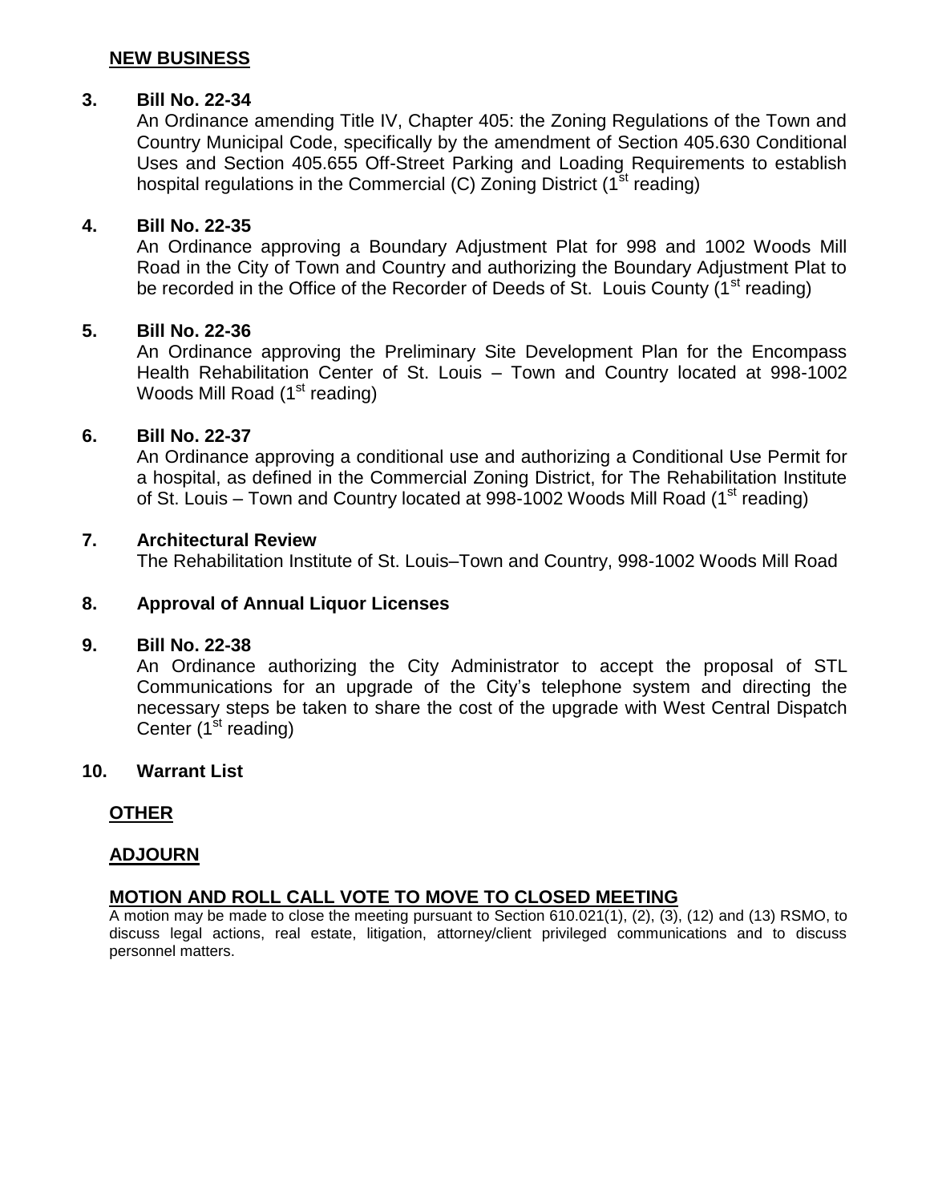## NEW BUSINESS

**3. Bill No. 22-34**

An Ordinance amending Title IV, Chapter 405: the Zoning Regulations of the Town and Country Municipal Code, specifically by the amendment of Section 405.630 Conditional Uses and Section 405.655 Off-Street Parking and Loading Requirements to establish hospital regulations in the Commercial (C) Zoning District (1st reading)

**4. Bill No. 22-35**

An Ordinance approving a Boundary Adjustment Plat for 998 and 1002 Woods Mill Road in the City of Town and Country and authorizing the Boundary Adjustment Plat to be recorded in the Office of the Recorder of Deeds of St. Louis County (1st reading)

**5. Bill No. 22-36**

An Ordinance approving the Preliminary Site Development Plan for the Encompass Health Rehabilitation Center of St. Louis – Town and Country located at 998-1002 Woods Mill Road (1st reading)

**6. Bill No. 22-37**

An Ordinance approving a conditional use and authorizing a Conditional Use Permit for a hospital, as defined in the Commercial Zoning District, for The Rehabilitation Institute of St. Louis – Town and Country located at 998-1002 Woods Mill Road (1st reading)

**7. Architectural Review**

The Rehabilitation Institute of St. Louis–Town and Country, 998-1002 Woods Mill Road

**8. Approval of Annual Liquor Licenses**

**9. Bill No. 22-38**

An Ordinance authorizing the City Administrator to accept the proposal of STL Communications for an upgrade of the City's telephone system and directing the necessary steps be taken to share the cost of the upgrade with West Central Dispatch Center (1st reading)

**10. Warrant List**

## OTHER

## ADJOURN

## MOTION AND ROLL CALL VOTE TO MOVE TO CLOSED MEETING

A motion may be made to close the meeting pursuant to Section 610.021(1), (2), (3), (12) and (13) RSMO, to discuss legal actions, real estate, litigation, attorney/client privileged communications and to discuss personnel matters.